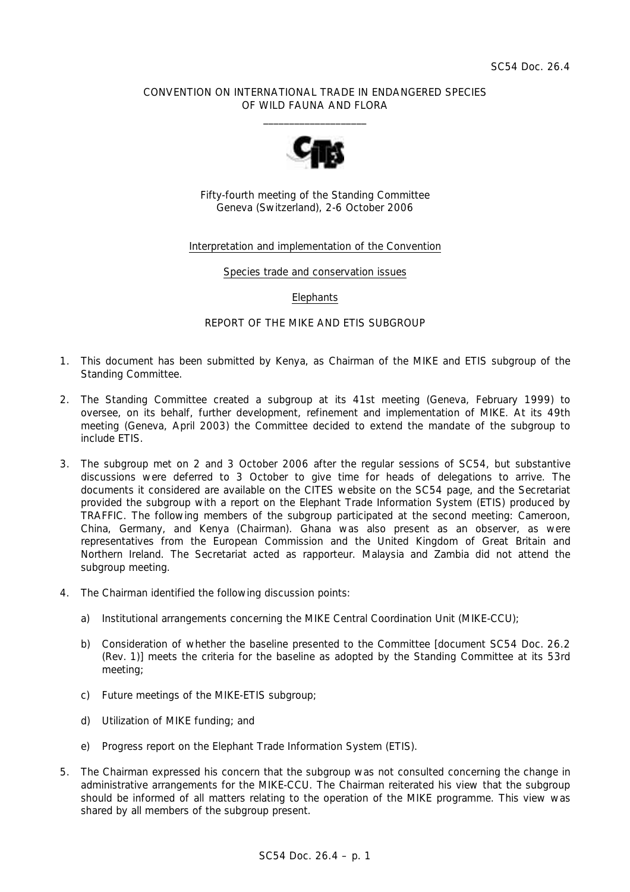SC54 Doc. 26.4

CONVENTION ON INTERNATIONAL TRADE IN ENDANGERED SPECIES
OF WILD FAUNA AND FLORA

\_\_\_\_\_\_\_\_\_\_\_\_\_\_\_\_\_\_\_\_

Fifty-fourth meeting of the Standing Committee
Geneva (Switzerland), 2-6 October 2006

Interpretation and implementation of the Convention

Species trade and conservation issues

Elephants

REPORT OF THE MIKE AND ETIS SUBGROUP

1. This document has been submitted by Kenya, as Chairman of the MIKE and ETIS subgroup of the Standing Committee.

2. The Standing Committee created a subgroup at its 41st meeting (Geneva, February 1999) to oversee, on its behalf, further development, refinement and implementation of MIKE. At its 49th meeting (Geneva, April 2003) the Committee decided to extend the mandate of the subgroup to include ETIS.

3. The subgroup met on 2 and 3 October 2006 after the regular sessions of SC54, but substantive discussions were deferred to 3 October to give time for heads of delegations to arrive. The documents it considered are available on the CITES website on the SC54 page, and the Secretariat provided the subgroup with a report on the Elephant Trade Information System (ETIS) produced by TRAFFIC. The following members of the subgroup participated at the second meeting: Cameroon, China, Germany, and Kenya (Chairman). Ghana was also present as an observer, as were representatives from the European Commission and the United Kingdom of Great Britain and Northern Ireland. The Secretariat acted as rapporteur. Malaysia and Zambia did not attend the subgroup meeting.

4. The Chairman identified the following discussion points:

   a) Institutional arrangements concerning the MIKE Central Coordination Unit (MIKE-CCU);

   b) Consideration of whether the baseline presented to the Committee [document SC54 Doc. 26.2 (Rev. 1)] meets the criteria for the baseline as adopted by the Standing Committee at its 53rd meeting;

   c) Future meetings of the MIKE-ETIS subgroup;

   d) Utilization of MIKE funding; and

   e) Progress report on the Elephant Trade Information System (ETIS).

5. The Chairman expressed his concern that the subgroup was not consulted concerning the change in administrative arrangements for the MIKE-CCU. The Chairman reiterated his view that the subgroup should be informed of all matters relating to the operation of the MIKE programme. This view was shared by all members of the subgroup present.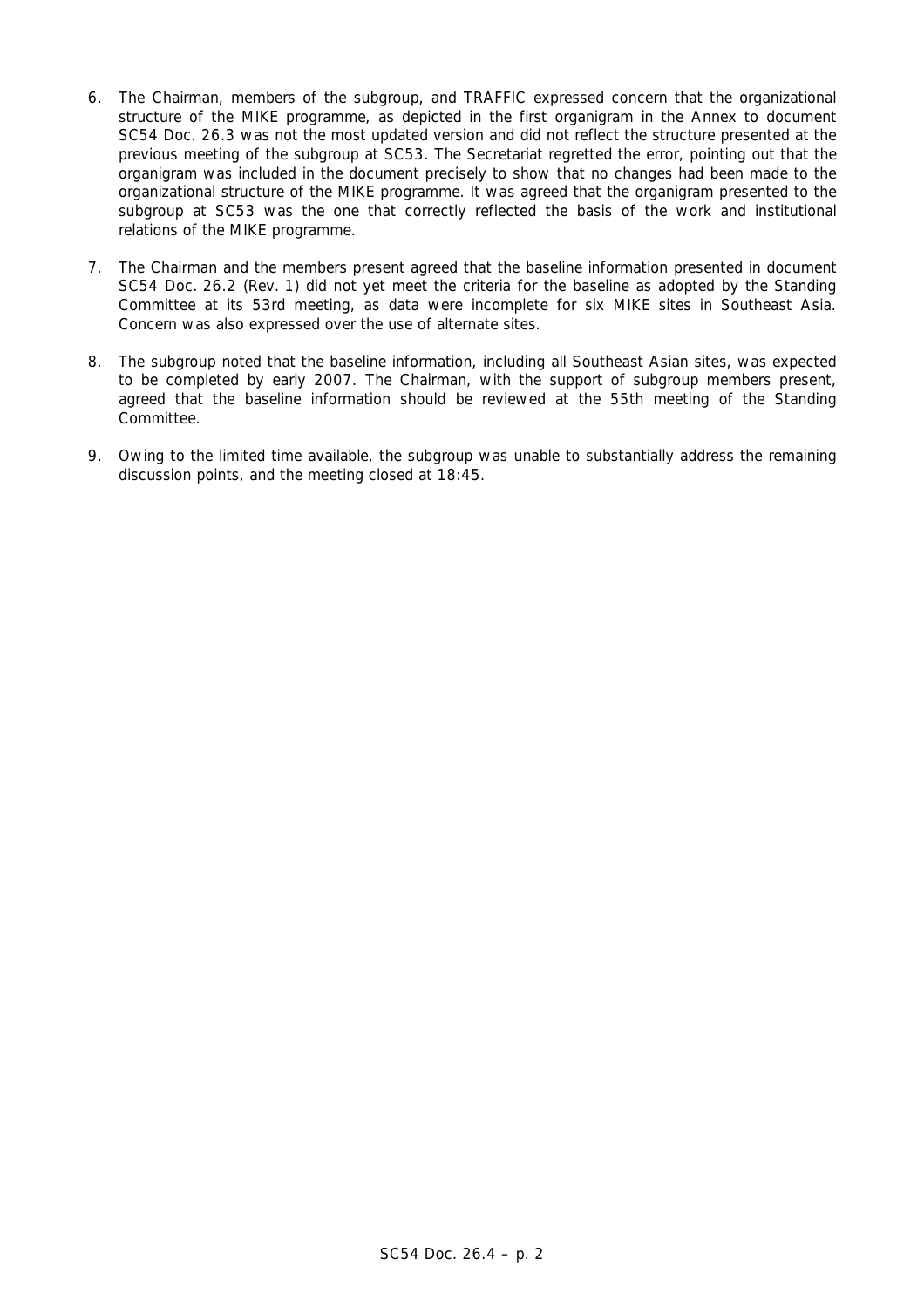6. The Chairman, members of the subgroup, and TRAFFIC expressed concern that the organizational structure of the MIKE programme, as depicted in the first organigram in the Annex to document SC54 Doc. 26.3 was not the most updated version and did not reflect the structure presented at the previous meeting of the subgroup at SC53. The Secretariat regretted the error, pointing out that the organigram was included in the document precisely to show that no changes had been made to the organizational structure of the MIKE programme. It was agreed that the organigram presented to the subgroup at SC53 was the one that correctly reflected the basis of the work and institutional relations of the MIKE programme.

7. The Chairman and the members present agreed that the baseline information presented in document SC54 Doc. 26.2 (Rev. 1) did not yet meet the criteria for the baseline as adopted by the Standing Committee at its 53rd meeting, as data were incomplete for six MIKE sites in Southeast Asia. Concern was also expressed over the use of alternate sites.

8. The subgroup noted that the baseline information, including all Southeast Asian sites, was expected to be completed by early 2007. The Chairman, with the support of subgroup members present, agreed that the baseline information should be reviewed at the 55th meeting of the Standing Committee.

9. Owing to the limited time available, the subgroup was unable to substantially address the remaining discussion points, and the meeting closed at 18:45.